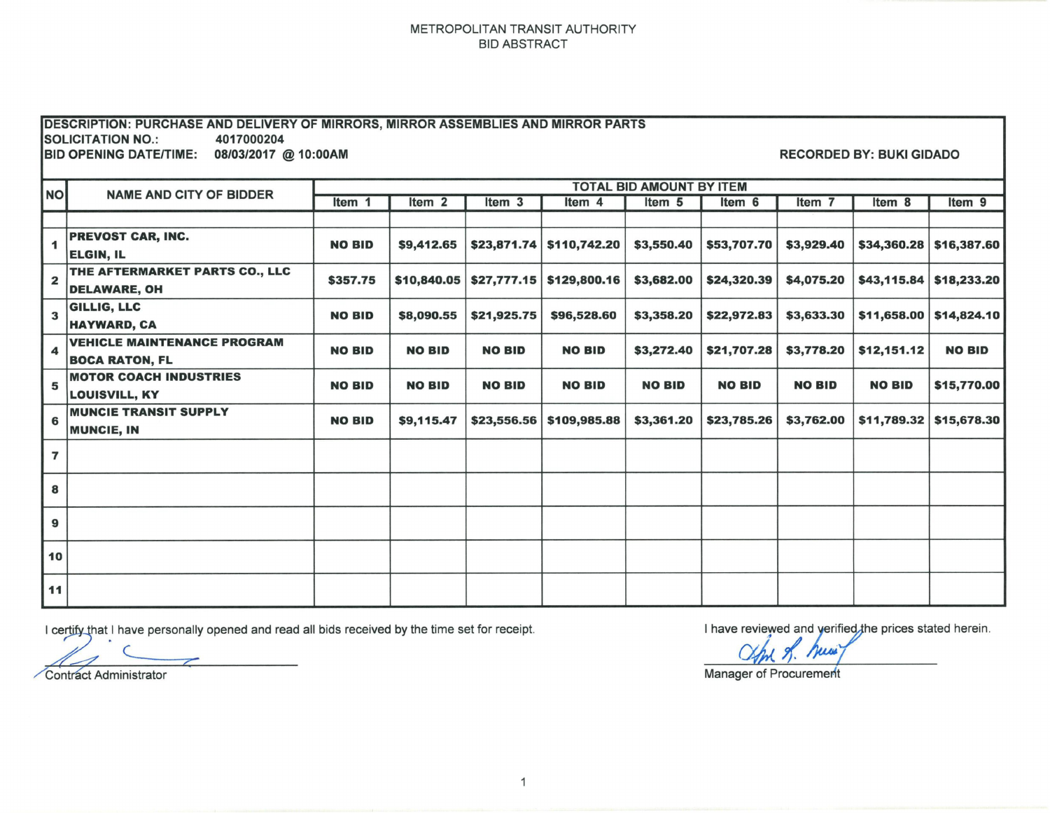METROPOLITAN TRANSIT AUTHORITY
BID ABSTRACT

**DESCRIPTION: PURCHASE AND DELIVERY OF MIRRORS, MIRROR ASSEMBLIES AND MIRROR PARTS**
**SOLICITATION NO.:** 4017000204
**BID OPENING DATE/TIME:** 08/03/2017 @ 10:00AM
**RECORDED BY: BUKI GIDADO**

| NO | NAME AND CITY OF BIDDER | TOTAL BID AMOUNT BY ITEM | | | | | | | | |
|---|---|---|---|---|---|---|---|---|---|---|
| | | Item 1 | Item 2 | Item 3 | Item 4 | Item 5 | Item 6 | Item 7 | Item 8 | Item 9 |
| 1 | PREVOST CAR, INC. ELGIN, IL | NO BID | $9,412.65 | $23,871.74 | $110,742.20 | $3,550.40 | $53,707.70 | $3,929.40 | $34,360.28 | $16,387.60 |
| 2 | THE AFTERMARKET PARTS CO., LLC DELAWARE, OH | $357.75 | $10,840.05 | $27,777.15 | $129,800.16 | $3,682.00 | $24,320.39 | $4,075.20 | $43,115.84 | $18,233.20 |
| 3 | GILLIG, LLC HAYWARD, CA | NO BID | $8,090.55 | $21,925.75 | $96,528.60 | $3,358.20 | $22,972.83 | $3,633.30 | $11,658.00 | $14,824.10 |
| 4 | VEHICLE MAINTENANCE PROGRAM BOCA RATON, FL | NO BID | NO BID | NO BID | NO BID | $3,272.40 | $21,707.28 | $3,778.20 | $12,151.12 | NO BID |
| 5 | MOTOR COACH INDUSTRIES LOUISVILL, KY | NO BID | NO BID | NO BID | NO BID | NO BID | NO BID | NO BID | NO BID | $15,770.00 |
| 6 | MUNCIE TRANSIT SUPPLY MUNCIE, IN | NO BID | $9,115.47 | $23,556.56 | $109,985.88 | $3,361.20 | $23,785.26 | $3,762.00 | $11,789.32 | $15,678.30 |
| 7 | | | | | | | | | | |
| 8 | | | | | | | | | | |
| 9 | | | | | | | | | | |
| 10 | | | | | | | | | | |
| 11 | | | | | | | | | | |

I certify that I have personally opened and read all bids received by the time set for receipt.

Contract Administrator

I have reviewed and verified the prices stated herein.

Manager of Procurement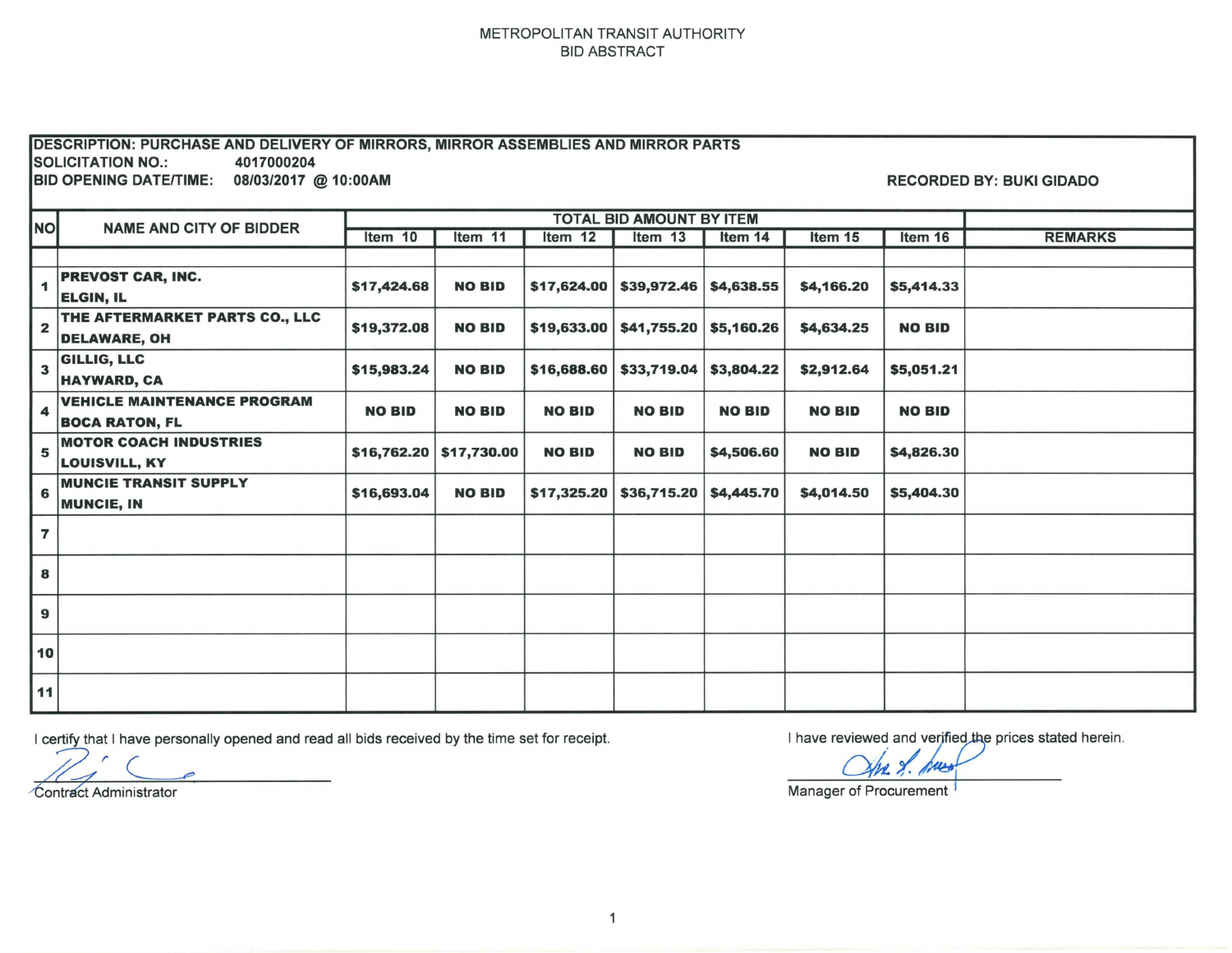METROPOLITAN TRANSIT AUTHORITY
BID ABSTRACT

**DESCRIPTION: PURCHASE AND DELIVERY OF MIRRORS, MIRROR ASSEMBLIES AND MIRROR PARTS**
**SOLICITATION NO.:** 4017000204
**BID OPENING DATE/TIME:** 08/03/2017 @ 10:00AM

**RECORDED BY: BUKI GIDADO**

| NO | NAME AND CITY OF BIDDER | TOTAL BID AMOUNT BY ITEM | | | | | | | |
|---|---|---|---|---|---|---|---|---|---|
| | | Item 10 | Item 11 | Item 12 | Item 13 | Item 14 | Item 15 | Item 16 | REMARKS |
| | | | | | | | | | |
| 1 | PREVOST CAR, INC.<br>ELGIN, IL | $17,424.68 | NO BID | $17,624.00 | $39,972.46 | $4,638.55 | $4,166.20 | $5,414.33 | |
| 2 | THE AFTERMARKET PARTS CO., LLC<br>DELAWARE, OH | $19,372.08 | NO BID | $19,633.00 | $41,755.20 | $5,160.26 | $4,634.25 | NO BID | |
| 3 | GILLIG, LLC<br>HAYWARD, CA | $15,983.24 | NO BID | $16,688.60 | $33,719.04 | $3,804.22 | $2,912.64 | $5,051.21 | |
| 4 | VEHICLE MAINTENANCE PROGRAM<br>BOCA RATON, FL | NO BID | NO BID | NO BID | NO BID | NO BID | NO BID | NO BID | |
| 5 | MOTOR COACH INDUSTRIES<br>LOUISVILL, KY | $16,762.20 | $17,730.00 | NO BID | NO BID | $4,506.60 | NO BID | $4,826.30 | |
| 6 | MUNCIE TRANSIT SUPPLY<br>MUNCIE, IN | $16,693.04 | NO BID | $17,325.20 | $36,715.20 | $4,445.70 | $4,014.50 | $5,404.30 | |
| 7 | | | | | | | | | |
| 8 | | | | | | | | | |
| 9 | | | | | | | | | |
| 10 | | | | | | | | | |
| 11 | | | | | | | | | |

I certify that I have personally opened and read all bids received by the time set for receipt.

Contract Administrator

I have reviewed and verified the prices stated herein.

Manager of Procurement